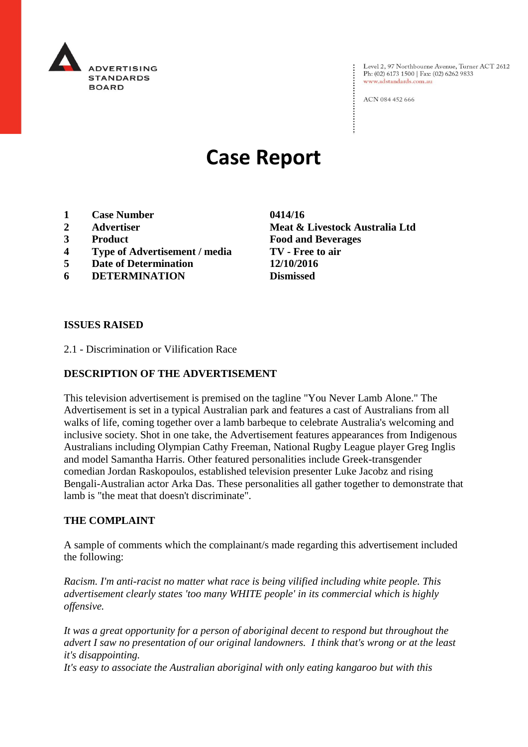ADVERTISING STANDARDS BOARD

Level 2, 97 Northbourne Avenue, Turner ACT 2612
Ph: (02) 6173 1500 | Fax: (02) 6262 9833
www.adstandards.com.au

ACN 084 452 666

# Case Report

| | | |
|---|---|---|
| **1** | **Case Number** | **0414/16** |
| **2** | **Advertiser** | **Meat & Livestock Australia Ltd** |
| **3** | **Product** | **Food and Beverages** |
| **4** | **Type of Advertisement / media** | **TV - Free to air** |
| **5** | **Date of Determination** | **12/10/2016** |
| **6** | **DETERMINATION** | **Dismissed** |

**ISSUES RAISED**

2.1 - Discrimination or Vilification Race

**DESCRIPTION OF THE ADVERTISEMENT**

This television advertisement is premised on the tagline "You Never Lamb Alone." The Advertisement is set in a typical Australian park and features a cast of Australians from all walks of life, coming together over a lamb barbeque to celebrate Australia's welcoming and inclusive society. Shot in one take, the Advertisement features appearances from Indigenous Australians including Olympian Cathy Freeman, National Rugby League player Greg Inglis and model Samantha Harris. Other featured personalities include Greek-transgender comedian Jordan Raskopoulos, established television presenter Luke Jacobz and rising Bengali-Australian actor Arka Das. These personalities all gather together to demonstrate that lamb is "the meat that doesn't discriminate".

**THE COMPLAINT**

A sample of comments which the complainant/s made regarding this advertisement included the following:

*Racism. I'm anti-racist no matter what race is being vilified including white people. This advertisement clearly states 'too many WHITE people' in its commercial which is highly offensive.*

*It was a great opportunity for a person of aboriginal decent to respond but throughout the advert I saw no presentation of our original landowners. I think that's wrong or at the least it's disappointing.*
*It's easy to associate the Australian aboriginal with only eating kangaroo but with this*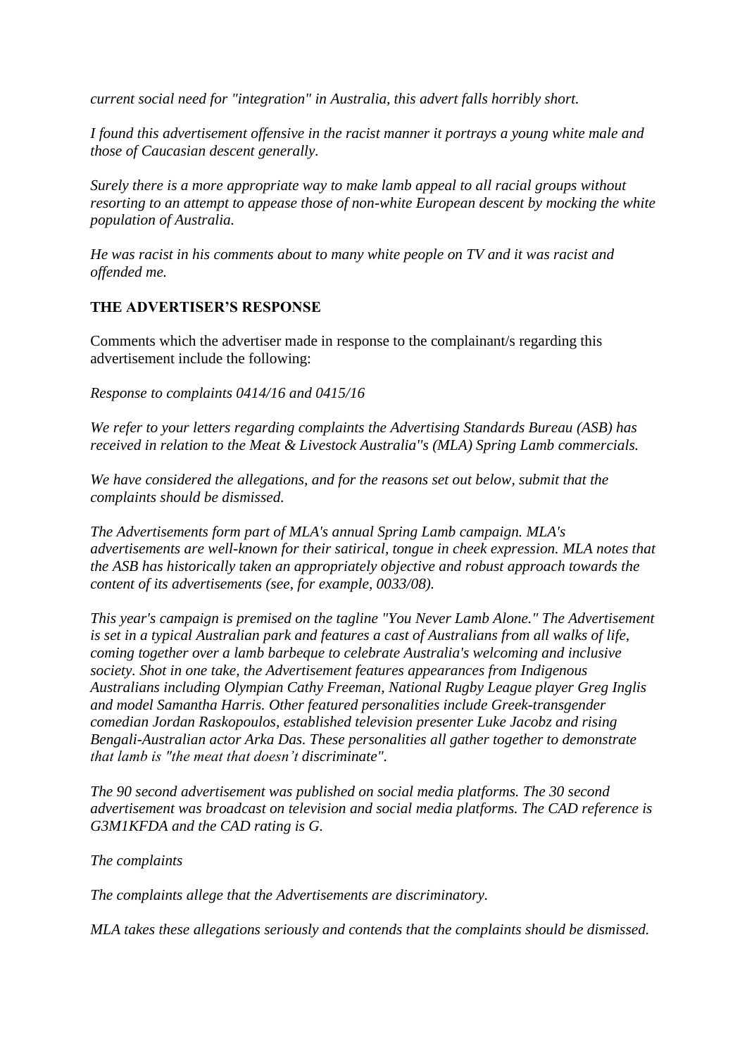*current social need for "integration" in Australia, this advert falls horribly short.*

*I found this advertisement offensive in the racist manner it portrays a young white male and those of Caucasian descent generally.*

*Surely there is a more appropriate way to make lamb appeal to all racial groups without resorting to an attempt to appease those of non-white European descent by mocking the white population of Australia.*

*He was racist in his comments about to many white people on TV and it was racist and offended me.*

## THE ADVERTISER'S RESPONSE

Comments which the advertiser made in response to the complainant/s regarding this advertisement include the following:

*Response to complaints 0414/16 and 0415/16*

*We refer to your letters regarding complaints the Advertising Standards Bureau (ASB) has received in relation to the Meat & Livestock Australia''s (MLA) Spring Lamb commercials.*

*We have considered the allegations, and for the reasons set out below, submit that the complaints should be dismissed.*

*The Advertisements form part of MLA's annual Spring Lamb campaign. MLA's advertisements are well-known for their satirical, tongue in cheek expression. MLA notes that the ASB has historically taken an appropriately objective and robust approach towards the content of its advertisements (see, for example, 0033/08).*

*This year's campaign is premised on the tagline "You Never Lamb Alone." The Advertisement is set in a typical Australian park and features a cast of Australians from all walks of life, coming together over a lamb barbeque to celebrate Australia's welcoming and inclusive society. Shot in one take, the Advertisement features appearances from Indigenous Australians including Olympian Cathy Freeman, National Rugby League player Greg Inglis and model Samantha Harris. Other featured personalities include Greek-transgender comedian Jordan Raskopoulos, established television presenter Luke Jacobz and rising Bengali-Australian actor Arka Das. These personalities all gather together to demonstrate that lamb is "the meat that doesn't discriminate".*

*The 90 second advertisement was published on social media platforms. The 30 second advertisement was broadcast on television and social media platforms. The CAD reference is G3M1KFDA and the CAD rating is G.*

*The complaints*

*The complaints allege that the Advertisements are discriminatory.*

*MLA takes these allegations seriously and contends that the complaints should be dismissed.*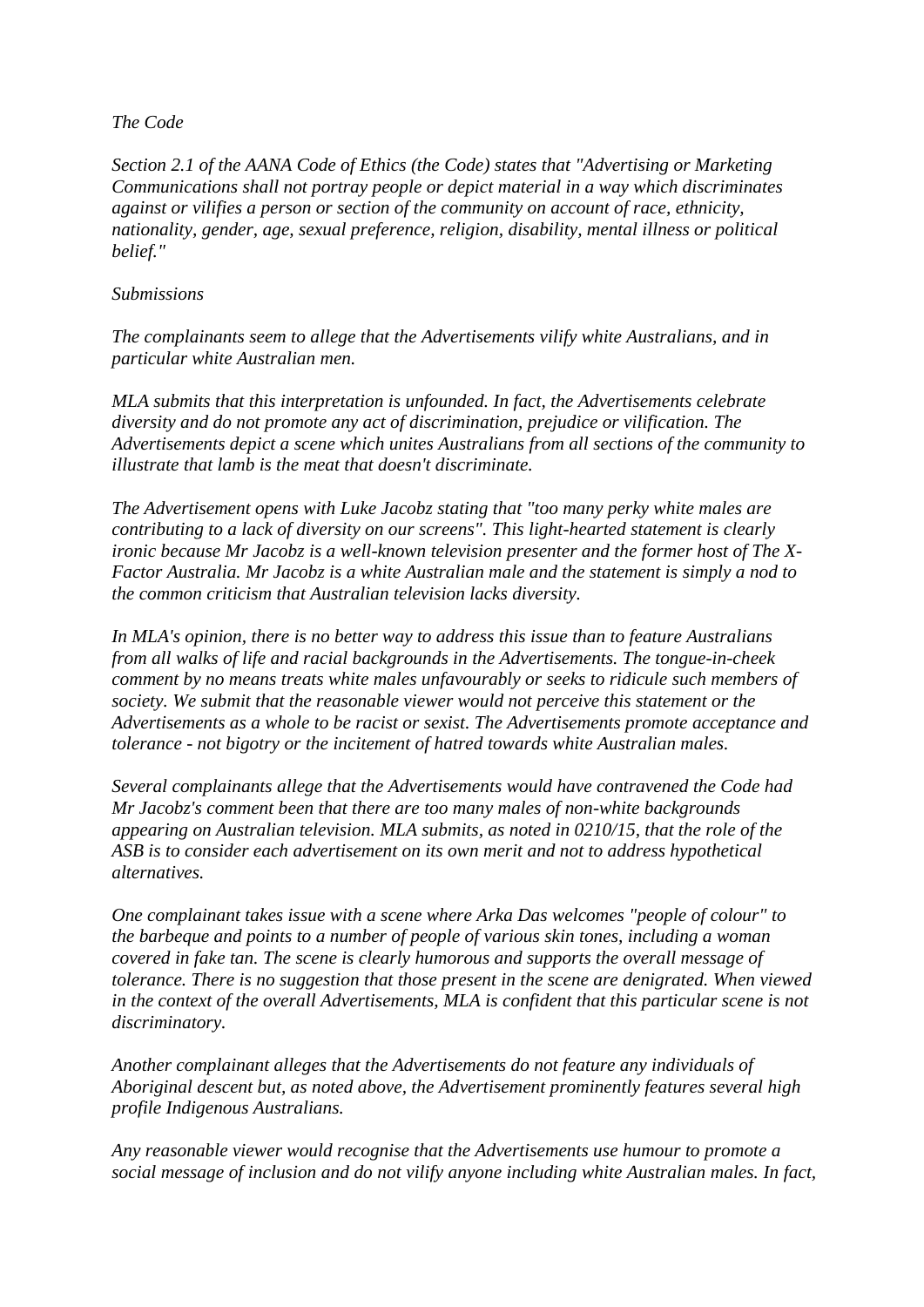*The Code*

*Section 2.1 of the AANA Code of Ethics (the Code) states that "Advertising or Marketing Communications shall not portray people or depict material in a way which discriminates against or vilifies a person or section of the community on account of race, ethnicity, nationality, gender, age, sexual preference, religion, disability, mental illness or political belief."*

*Submissions*

*The complainants seem to allege that the Advertisements vilify white Australians, and in particular white Australian men.*

*MLA submits that this interpretation is unfounded. In fact, the Advertisements celebrate diversity and do not promote any act of discrimination, prejudice or vilification. The Advertisements depict a scene which unites Australians from all sections of the community to illustrate that lamb is the meat that doesn't discriminate.*

*The Advertisement opens with Luke Jacobz stating that "too many perky white males are contributing to a lack of diversity on our screens". This light-hearted statement is clearly ironic because Mr Jacobz is a well-known television presenter and the former host of The X-Factor Australia. Mr Jacobz is a white Australian male and the statement is simply a nod to the common criticism that Australian television lacks diversity.*

*In MLA's opinion, there is no better way to address this issue than to feature Australians from all walks of life and racial backgrounds in the Advertisements. The tongue-in-cheek comment by no means treats white males unfavourably or seeks to ridicule such members of society. We submit that the reasonable viewer would not perceive this statement or the Advertisements as a whole to be racist or sexist. The Advertisements promote acceptance and tolerance - not bigotry or the incitement of hatred towards white Australian males.*

*Several complainants allege that the Advertisements would have contravened the Code had Mr Jacobz's comment been that there are too many males of non-white backgrounds appearing on Australian television. MLA submits, as noted in 0210/15, that the role of the ASB is to consider each advertisement on its own merit and not to address hypothetical alternatives.*

*One complainant takes issue with a scene where Arka Das welcomes "people of colour" to the barbeque and points to a number of people of various skin tones, including a woman covered in fake tan. The scene is clearly humorous and supports the overall message of tolerance. There is no suggestion that those present in the scene are denigrated. When viewed in the context of the overall Advertisements, MLA is confident that this particular scene is not discriminatory.*

*Another complainant alleges that the Advertisements do not feature any individuals of Aboriginal descent but, as noted above, the Advertisement prominently features several high profile Indigenous Australians.*

*Any reasonable viewer would recognise that the Advertisements use humour to promote a social message of inclusion and do not vilify anyone including white Australian males. In fact,*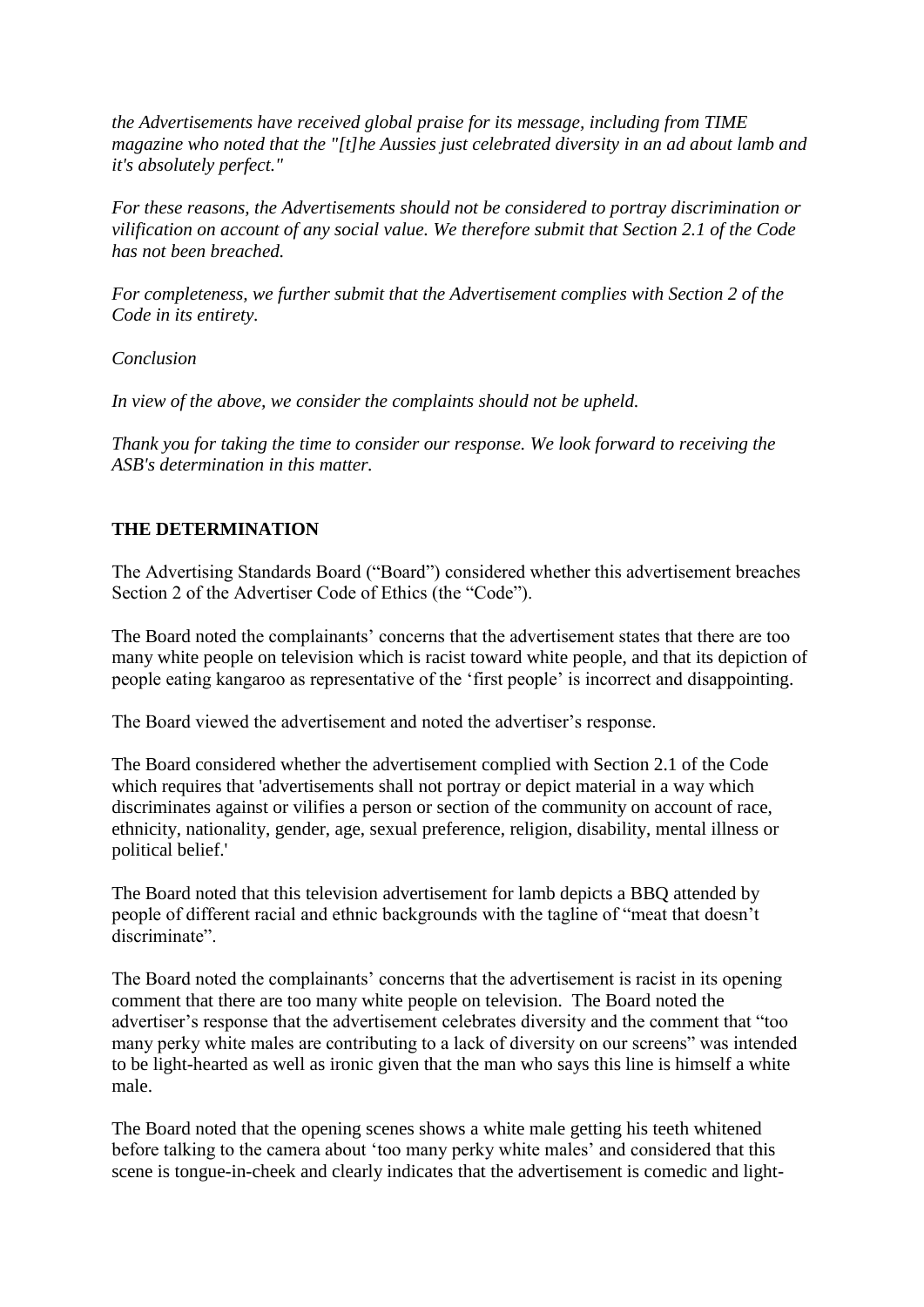*the Advertisements have received global praise for its message, including from TIME magazine who noted that the "[t]he Aussies just celebrated diversity in an ad about lamb and it's absolutely perfect."*

*For these reasons, the Advertisements should not be considered to portray discrimination or vilification on account of any social value. We therefore submit that Section 2.1 of the Code has not been breached.*

*For completeness, we further submit that the Advertisement complies with Section 2 of the Code in its entirety.*

*Conclusion*

*In view of the above, we consider the complaints should not be upheld.*

*Thank you for taking the time to consider our response. We look forward to receiving the ASB's determination in this matter.*

**THE DETERMINATION**

The Advertising Standards Board ("Board") considered whether this advertisement breaches Section 2 of the Advertiser Code of Ethics (the "Code").

The Board noted the complainants' concerns that the advertisement states that there are too many white people on television which is racist toward white people, and that its depiction of people eating kangaroo as representative of the 'first people' is incorrect and disappointing.

The Board viewed the advertisement and noted the advertiser's response.

The Board considered whether the advertisement complied with Section 2.1 of the Code which requires that 'advertisements shall not portray or depict material in a way which discriminates against or vilifies a person or section of the community on account of race, ethnicity, nationality, gender, age, sexual preference, religion, disability, mental illness or political belief.'

The Board noted that this television advertisement for lamb depicts a BBQ attended by people of different racial and ethnic backgrounds with the tagline of "meat that doesn't discriminate".

The Board noted the complainants' concerns that the advertisement is racist in its opening comment that there are too many white people on television. The Board noted the advertiser's response that the advertisement celebrates diversity and the comment that "too many perky white males are contributing to a lack of diversity on our screens" was intended to be light-hearted as well as ironic given that the man who says this line is himself a white male.

The Board noted that the opening scenes shows a white male getting his teeth whitened before talking to the camera about 'too many perky white males' and considered that this scene is tongue-in-cheek and clearly indicates that the advertisement is comedic and light-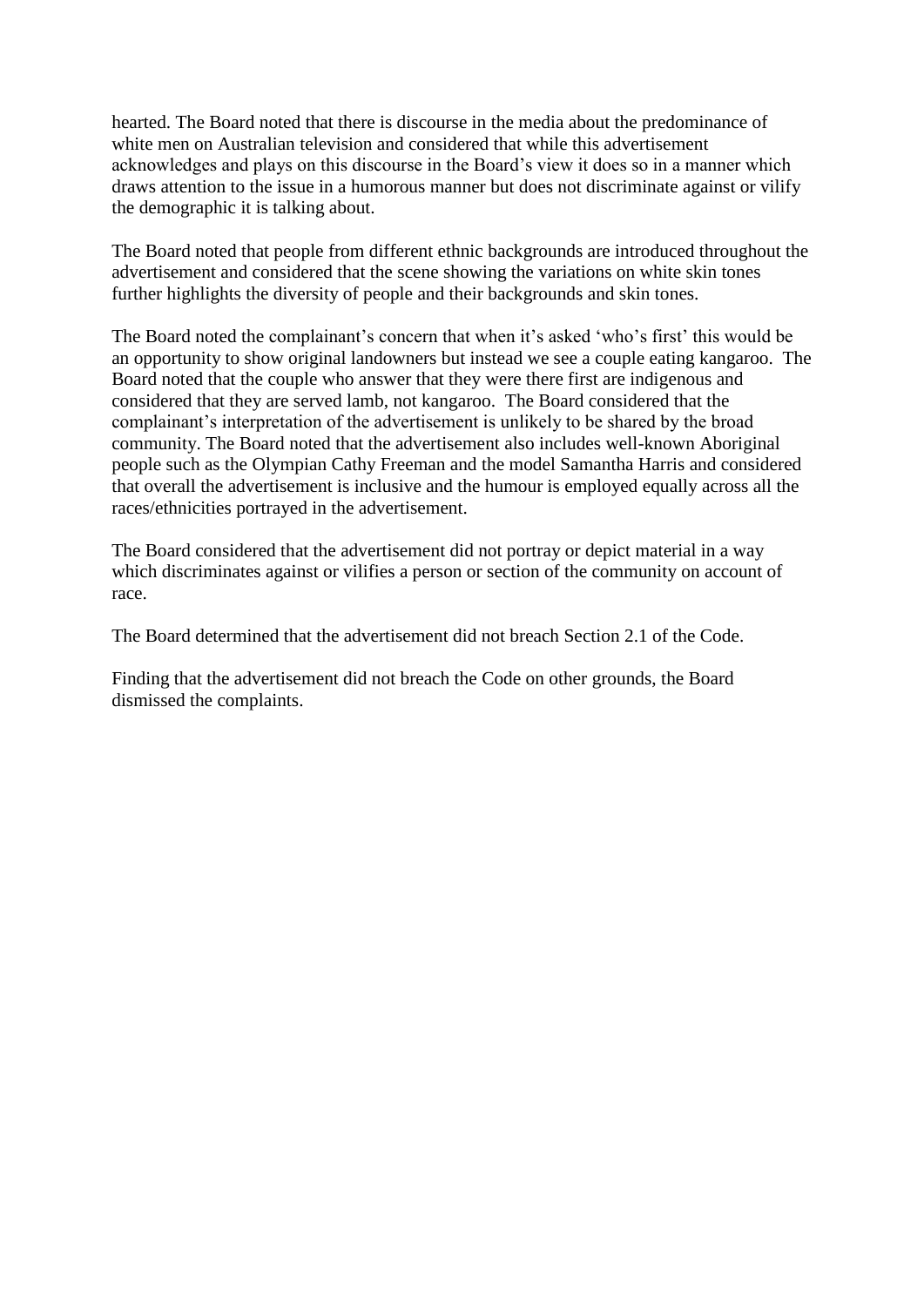hearted. The Board noted that there is discourse in the media about the predominance of white men on Australian television and considered that while this advertisement acknowledges and plays on this discourse in the Board's view it does so in a manner which draws attention to the issue in a humorous manner but does not discriminate against or vilify the demographic it is talking about.

The Board noted that people from different ethnic backgrounds are introduced throughout the advertisement and considered that the scene showing the variations on white skin tones further highlights the diversity of people and their backgrounds and skin tones.

The Board noted the complainant's concern that when it's asked 'who's first' this would be an opportunity to show original landowners but instead we see a couple eating kangaroo. The Board noted that the couple who answer that they were there first are indigenous and considered that they are served lamb, not kangaroo. The Board considered that the complainant's interpretation of the advertisement is unlikely to be shared by the broad community. The Board noted that the advertisement also includes well-known Aboriginal people such as the Olympian Cathy Freeman and the model Samantha Harris and considered that overall the advertisement is inclusive and the humour is employed equally across all the races/ethnicities portrayed in the advertisement.

The Board considered that the advertisement did not portray or depict material in a way which discriminates against or vilifies a person or section of the community on account of race.

The Board determined that the advertisement did not breach Section 2.1 of the Code.

Finding that the advertisement did not breach the Code on other grounds, the Board dismissed the complaints.